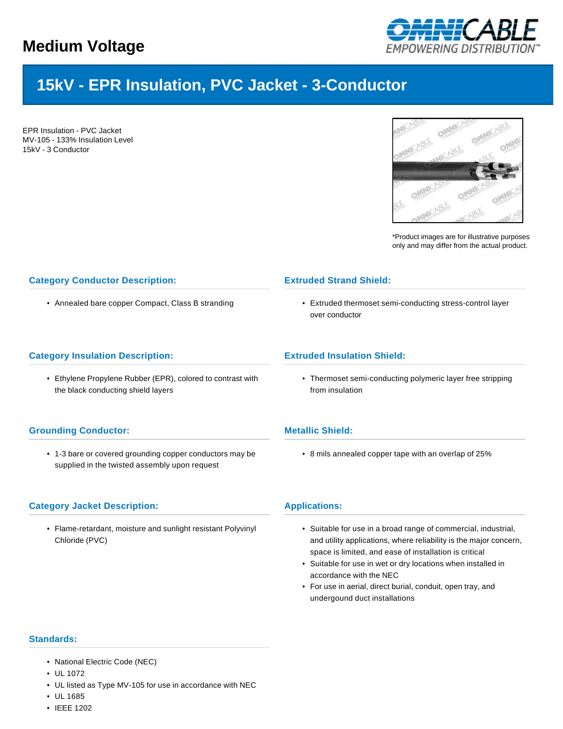# Medium Voltage

## 15kV - EPR Insulation, PVC Jacket - 3-Conductor

EPR Insulation - PVC Jacket
MV-105 - 133% Insulation Level
15kV - 3 Conductor

*Product images are for illustrative purposes only and may differ from the actual product.

### Category Conductor Description:

- Annealed bare copper Compact, Class B stranding

### Extruded Strand Shield:

- Extruded thermoset semi-conducting stress-control layer over conductor

### Category Insulation Description:

- Ethylene Propylene Rubber (EPR), colored to contrast with the black conducting shield layers

### Extruded Insulation Shield:

- Thermoset semi-conducting polymeric layer free stripping from insulation

### Grounding Conductor:

- 1-3 bare or covered grounding copper conductors may be supplied in the twisted assembly upon request

### Metallic Shield:

- 8 mils annealed copper tape with an overlap of 25%

### Category Jacket Description:

- Flame-retardant, moisture and sunlight resistant Polyvinyl Chloride (PVC)

### Applications:

- Suitable for use in a broad range of commercial, industrial, and utility applications, where reliability is the major concern, space is limited, and ease of installation is critical
- Suitable for use in wet or dry locations when installed in accordance with the NEC
- For use in aerial, direct burial, conduit, open tray, and undergound duct installations

### Standards:

- National Electric Code (NEC)
- UL 1072
- UL listed as Type MV-105 for use in accordance with NEC
- UL 1685
- IEEE 1202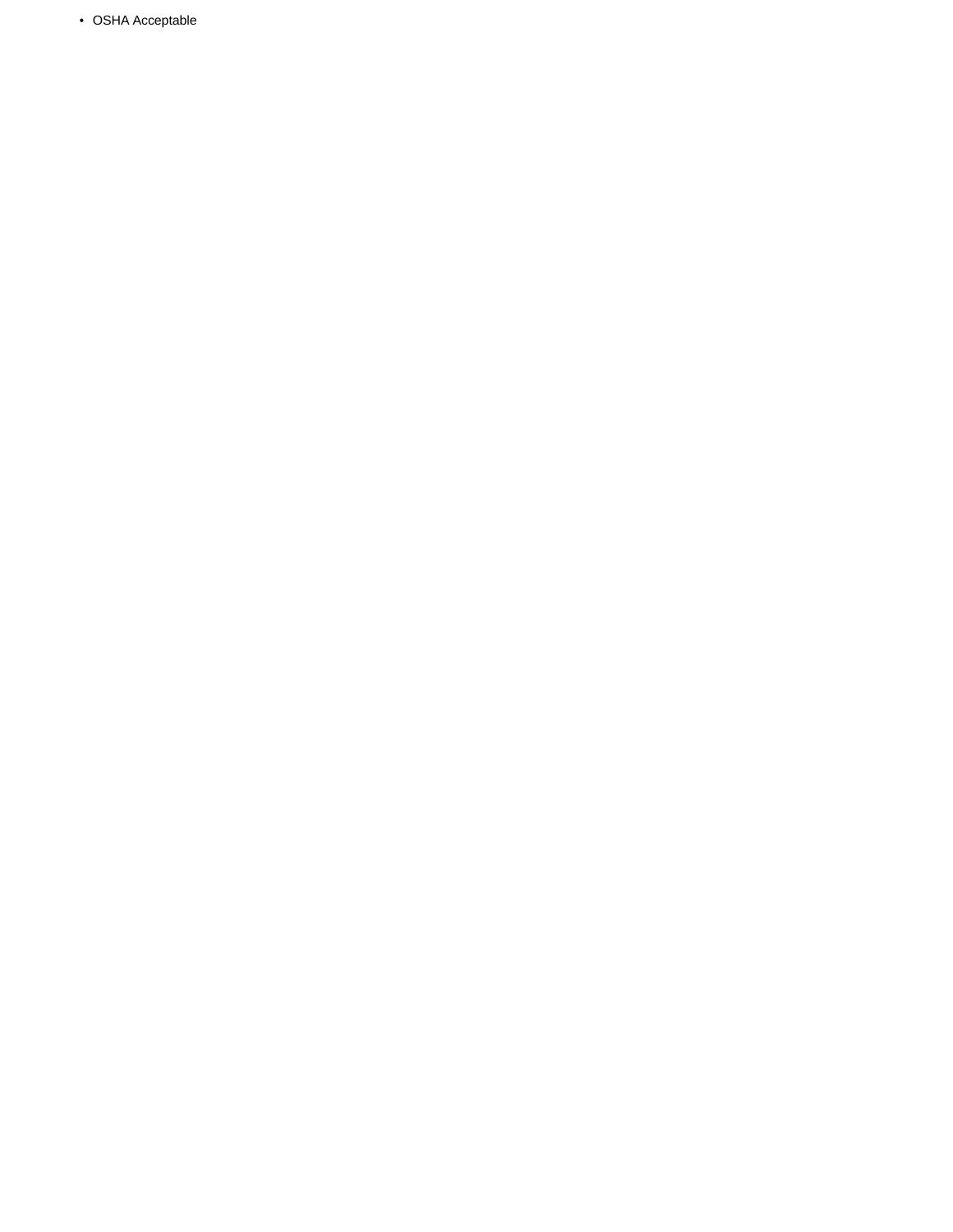- OSHA Acceptable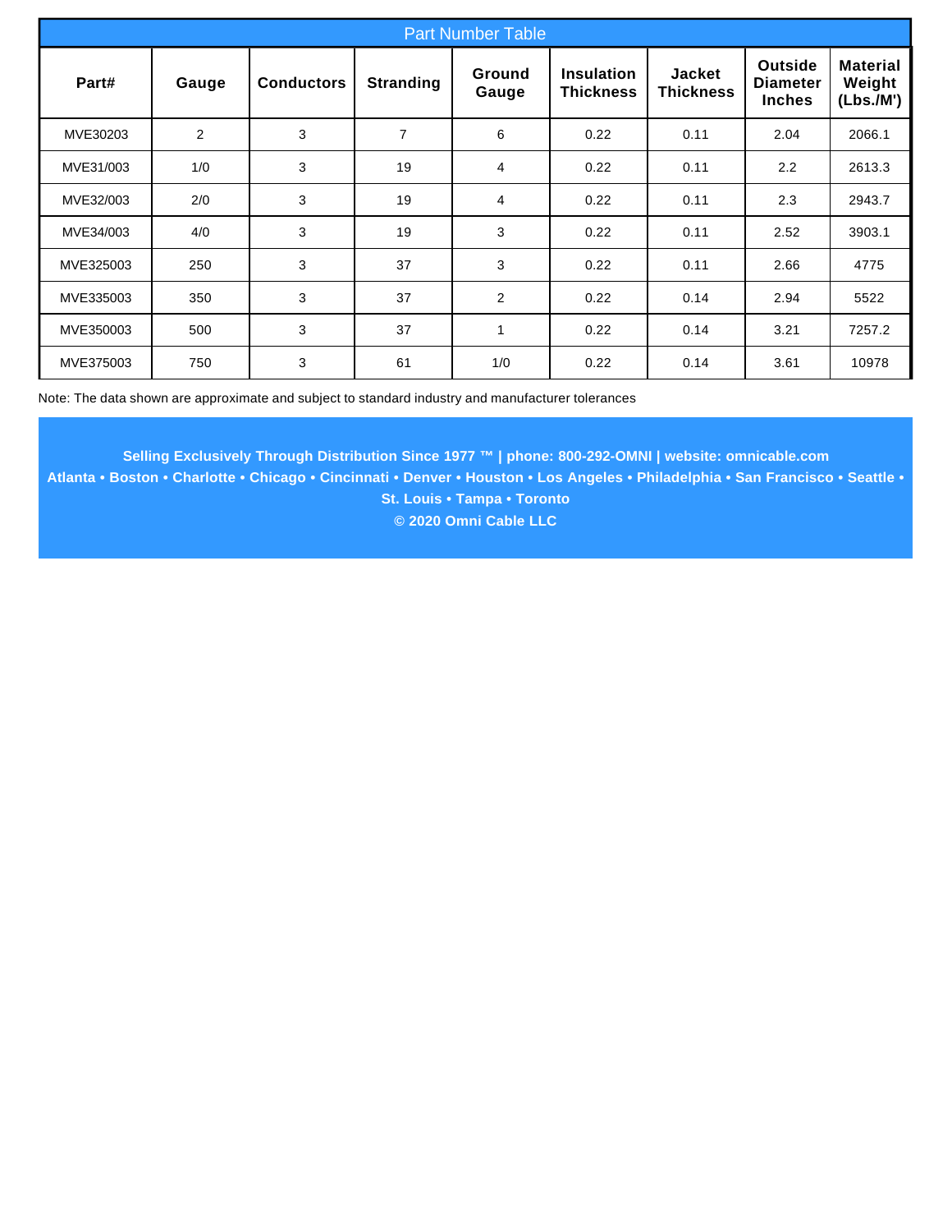## Part Number Table

| Part# | Gauge | Conductors | Stranding | Ground Gauge | Insulation Thickness | Jacket Thickness | Outside Diameter Inches | Material Weight (Lbs./M') |
|---|---|---|---|---|---|---|---|---|
| MVE30203 | 2 | 3 | 7 | 6 | 0.22 | 0.11 | 2.04 | 2066.1 |
| MVE31/003 | 1/0 | 3 | 19 | 4 | 0.22 | 0.11 | 2.2 | 2613.3 |
| MVE32/003 | 2/0 | 3 | 19 | 4 | 0.22 | 0.11 | 2.3 | 2943.7 |
| MVE34/003 | 4/0 | 3 | 19 | 3 | 0.22 | 0.11 | 2.52 | 3903.1 |
| MVE325003 | 250 | 3 | 37 | 3 | 0.22 | 0.11 | 2.66 | 4775 |
| MVE335003 | 350 | 3 | 37 | 2 | 0.22 | 0.14 | 2.94 | 5522 |
| MVE350003 | 500 | 3 | 37 | 1 | 0.22 | 0.14 | 3.21 | 7257.2 |
| MVE375003 | 750 | 3 | 61 | 1/0 | 0.22 | 0.14 | 3.61 | 10978 |

Note: The data shown are approximate and subject to standard industry and manufacturer tolerances

**Selling Exclusively Through Distribution Since 1977 ™ | phone: 800-292-OMNI | website: omnicable.com**
**Atlanta • Boston • Charlotte • Chicago • Cincinnati • Denver • Houston • Los Angeles • Philadelphia • San Francisco • Seattle • St. Louis • Tampa • Toronto**
**© 2020 Omni Cable LLC**